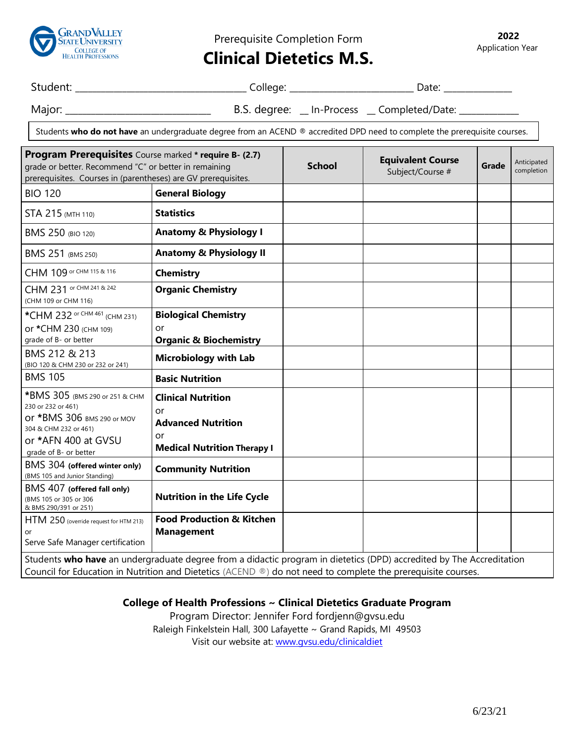Grand Valley State University College of Health Professions

Prerequisite Completion Form

# Clinical Dietetics M.S.

**2022**
Application Year

Student: ________________________________ College: _______________________ Date: _____________

Major: ___________________________ B.S. degree: __ In-Process __ Completed/Date: ___________

Students **who do not have** an undergraduate degree from an ACEND ® accredited DPD need to complete the prerequisite courses.

| **Program Prerequisites** Course marked **\* require B- (2.7)** grade or better. Recommend "C" or better in remaining prerequisites. Courses in (parentheses) are GV prerequisites. | | **School** | **Equivalent Course** Subject/Course # | **Grade** | Anticipated completion |
|---|---|---|---|---|---|
| BIO 120 | **General Biology** | | | | |
| STA 215 (MTH 110) | **Statistics** | | | | |
| BMS 250 (BIO 120) | **Anatomy & Physiology I** | | | | |
| BMS 251 (BMS 250) | **Anatomy & Physiology II** | | | | |
| CHM 109 or CHM 115 & 116 | **Chemistry** | | | | |
| CHM 231 or CHM 241 & 242 (CHM 109 or CHM 116) | **Organic Chemistry** | | | | |
| *CHM 232 or CHM 461 (CHM 231) or *CHM 230 (CHM 109) grade of B- or better | **Biological Chemistry** or **Organic & Biochemistry** | | | | |
| BMS 212 & 213 (BIO 120 & CHM 230 or 232 or 241) | **Microbiology with Lab** | | | | |
| BMS 105 | **Basic Nutrition** | | | | |
| *BMS 305 (BMS 290 or 251 & CHM 230 or 232 or 461) or *BMS 306 BMS 290 or MOV 304 & CHM 232 or 461) or *AFN 400 at GVSU grade of B- or better | **Clinical Nutrition** or **Advanced Nutrition** or **Medical Nutrition Therapy I** | | | | |
| BMS 304 **(offered winter only)** (BMS 105 and Junior Standing) | **Community Nutrition** | | | | |
| BMS 407 **(offered fall only)** (BMS 105 or 305 or 306 & BMS 290/391 or 251) | **Nutrition in the Life Cycle** | | | | |
| HTM 250 (override request for HTM 213) or Serve Safe Manager certification | **Food Production & Kitchen Management** | | | | |

Students **who have** an undergraduate degree from a didactic program in dietetics (DPD) accredited by The Accreditation Council for Education in Nutrition and Dietetics (ACEND ®) do not need to complete the prerequisite courses.

**College of Health Professions ~ Clinical Dietetics Graduate Program**
Program Director: Jennifer Ford fordjenn@gvsu.edu
Raleigh Finkelstein Hall, 300 Lafayette ~ Grand Rapids, MI 49503
Visit our website at: [www.gvsu.edu/clinicaldiet](www.gvsu.edu/clinicaldiet)

6/23/21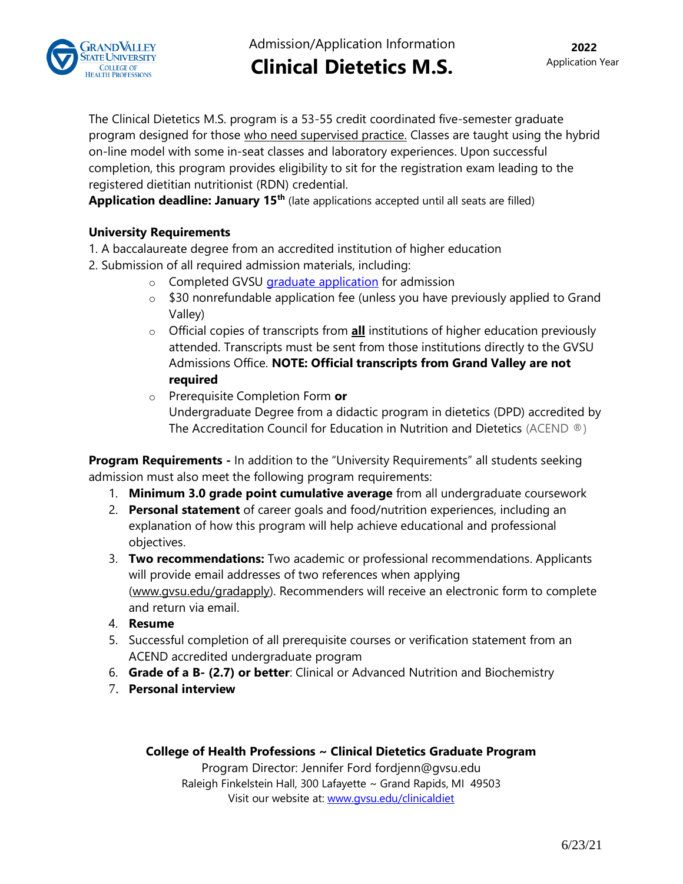Admission/Application Information

# Clinical Dietetics M.S.

**2022**
Application Year

The Clinical Dietetics M.S. program is a 53-55 credit coordinated five-semester graduate program designed for those who need supervised practice. Classes are taught using the hybrid on-line model with some in-seat classes and laboratory experiences. Upon successful completion, this program provides eligibility to sit for the registration exam leading to the registered dietitian nutritionist (RDN) credential.

**Application deadline: January 15th** (late applications accepted until all seats are filled)

**University Requirements**

1. A baccalaureate degree from an accredited institution of higher education
2. Submission of all required admission materials, including:
   - Completed GVSU graduate application for admission
   - $30 nonrefundable application fee (unless you have previously applied to Grand Valley)
   - Official copies of transcripts from **all** institutions of higher education previously attended. Transcripts must be sent from those institutions directly to the GVSU Admissions Office. **NOTE: Official transcripts from Grand Valley are not required**
   - Prerequisite Completion Form **or**
     Undergraduate Degree from a didactic program in dietetics (DPD) accredited by The Accreditation Council for Education in Nutrition and Dietetics (ACEND ®)

**Program Requirements -** In addition to the "University Requirements" all students seeking admission must also meet the following program requirements:

1. **Minimum 3.0 grade point cumulative average** from all undergraduate coursework
2. **Personal statement** of career goals and food/nutrition experiences, including an explanation of how this program will help achieve educational and professional objectives.
3. **Two recommendations:** Two academic or professional recommendations. Applicants will provide email addresses of two references when applying (www.gvsu.edu/gradapply). Recommenders will receive an electronic form to complete and return via email.
4. **Resume**
5. Successful completion of all prerequisite courses or verification statement from an ACEND accredited undergraduate program
6. **Grade of a B- (2.7) or better**: Clinical or Advanced Nutrition and Biochemistry
7. **Personal interview**

**College of Health Professions ~ Clinical Dietetics Graduate Program**
Program Director: Jennifer Ford fordjenn@gvsu.edu
Raleigh Finkelstein Hall, 300 Lafayette ~ Grand Rapids, MI 49503
Visit our website at: www.gvsu.edu/clinicaldiet

6/23/21